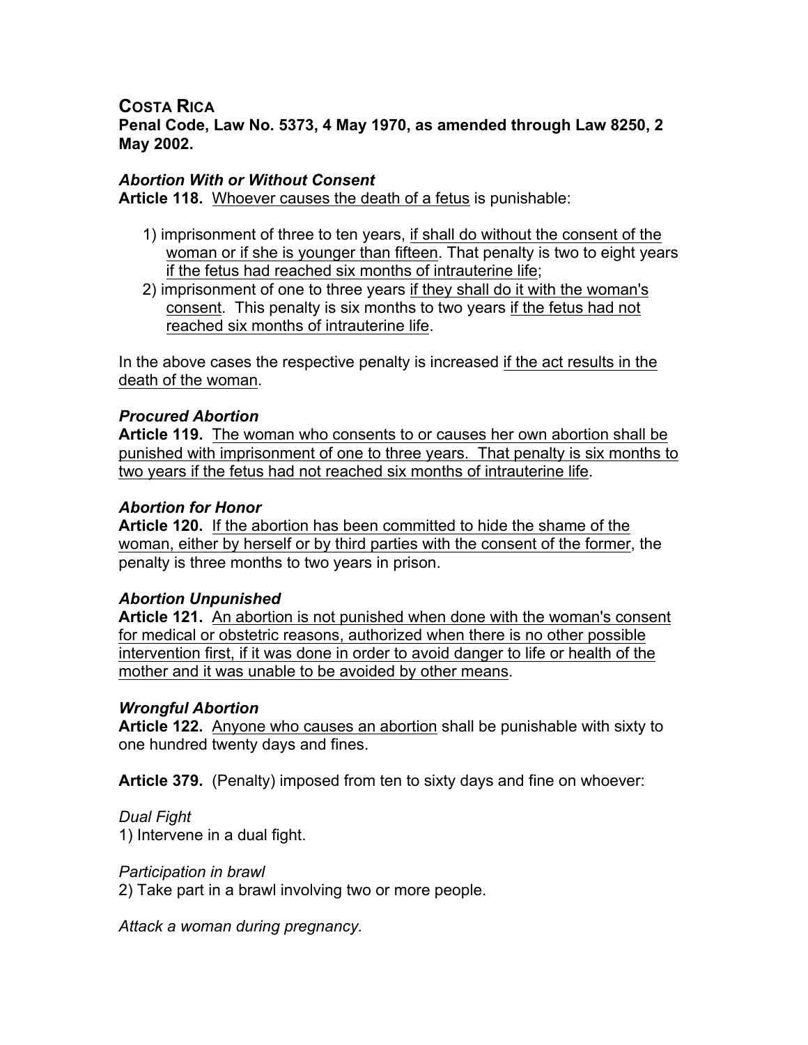**COSTA RICA**
**Penal Code, Law No. 5373, 4 May 1970, as amended through Law 8250, 2 May 2002.**

***Abortion With or Without Consent***
**Article 118.** Whoever causes the death of a fetus is punishable:

1) imprisonment of three to ten years, if shall do without the consent of the woman or if she is younger than fifteen. That penalty is two to eight years if the fetus had reached six months of intrauterine life;
2) imprisonment of one to three years if they shall do it with the woman's consent. This penalty is six months to two years if the fetus had not reached six months of intrauterine life.

In the above cases the respective penalty is increased if the act results in the death of the woman.

***Procured Abortion***
**Article 119.** The woman who consents to or causes her own abortion shall be punished with imprisonment of one to three years. That penalty is six months to two years if the fetus had not reached six months of intrauterine life.

***Abortion for Honor***
**Article 120.** If the abortion has been committed to hide the shame of the woman, either by herself or by third parties with the consent of the former, the penalty is three months to two years in prison.

***Abortion Unpunished***
**Article 121.** An abortion is not punished when done with the woman's consent for medical or obstetric reasons, authorized when there is no other possible intervention first, if it was done in order to avoid danger to life or health of the mother and it was unable to be avoided by other means.

***Wrongful Abortion***
**Article 122.** Anyone who causes an abortion shall be punishable with sixty to one hundred twenty days and fines.

**Article 379.** (Penalty) imposed from ten to sixty days and fine on whoever:

*Dual Fight*
1) Intervene in a dual fight.

*Participation in brawl*
2) Take part in a brawl involving two or more people.

*Attack a woman during pregnancy.*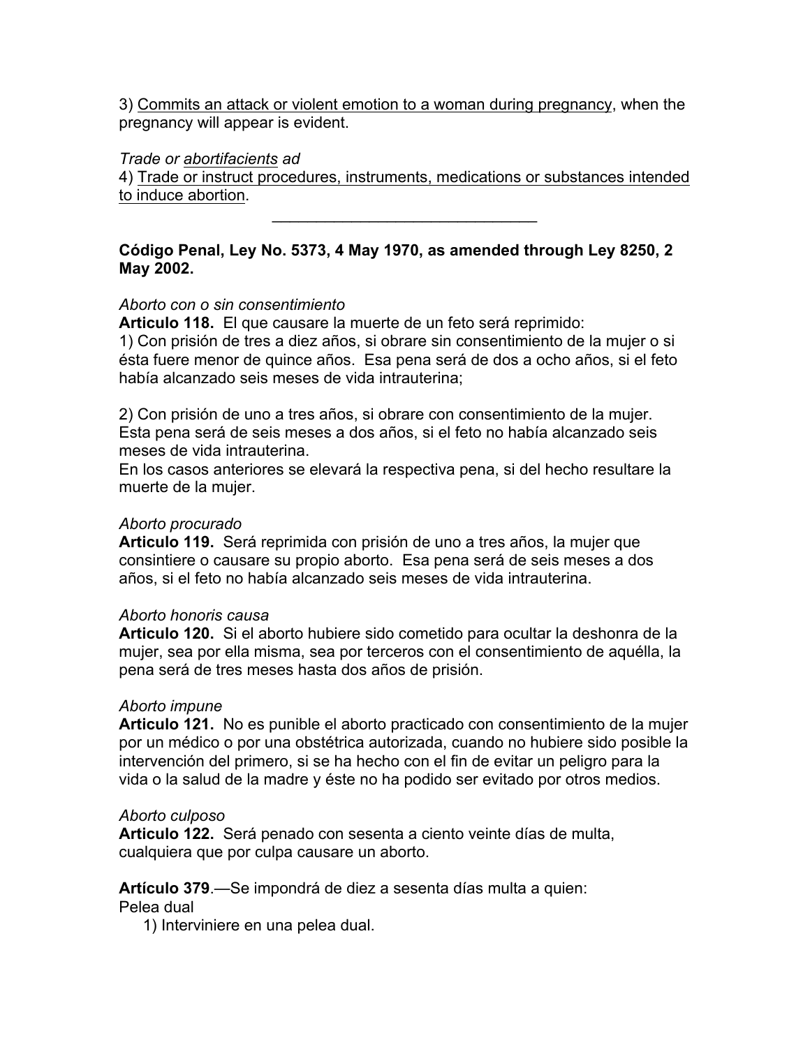3) <u>Commits an attack or violent emotion to a woman during pregnancy</u>, when the pregnancy will appear is evident.

*Trade or <u>abortifacients</u> ad*
4) <u>Trade or instruct procedures, instruments, medications or substances intended to induce abortion</u>.

---

**Código Penal, Ley No. 5373, 4 May 1970, as amended through Ley 8250, 2 May 2002.**

*Aborto con o sin consentimiento*
**Articulo 118.** El que causare la muerte de un feto será reprimido:
1) Con prisión de tres a diez años, si obrare sin consentimiento de la mujer o si ésta fuere menor de quince años. Esa pena será de dos a ocho años, si el feto había alcanzado seis meses de vida intrauterina;

2) Con prisión de uno a tres años, si obrare con consentimiento de la mujer. Esta pena será de seis meses a dos años, si el feto no había alcanzado seis meses de vida intrauterina.
En los casos anteriores se elevará la respectiva pena, si del hecho resultare la muerte de la mujer.

*Aborto procurado*
**Articulo 119.** Será reprimida con prisión de uno a tres años, la mujer que consintiere o causare su propio aborto. Esa pena será de seis meses a dos años, si el feto no había alcanzado seis meses de vida intrauterina.

*Aborto honoris causa*
**Articulo 120.** Si el aborto hubiere sido cometido para ocultar la deshonra de la mujer, sea por ella misma, sea por terceros con el consentimiento de aquélla, la pena será de tres meses hasta dos años de prisión.

*Aborto impune*
**Articulo 121.** No es punible el aborto practicado con consentimiento de la mujer por un médico o por una obstétrica autorizada, cuando no hubiere sido posible la intervención del primero, si se ha hecho con el fin de evitar un peligro para la vida o la salud de la madre y éste no ha podido ser evitado por otros medios.

*Aborto culposo*
**Articulo 122.** Será penado con sesenta a ciento veinte días de multa, cualquiera que por culpa causare un aborto.

**Artículo 379**.—Se impondrá de diez a sesenta días multa a quien:
Pelea dual
1) Interviniere en una pelea dual.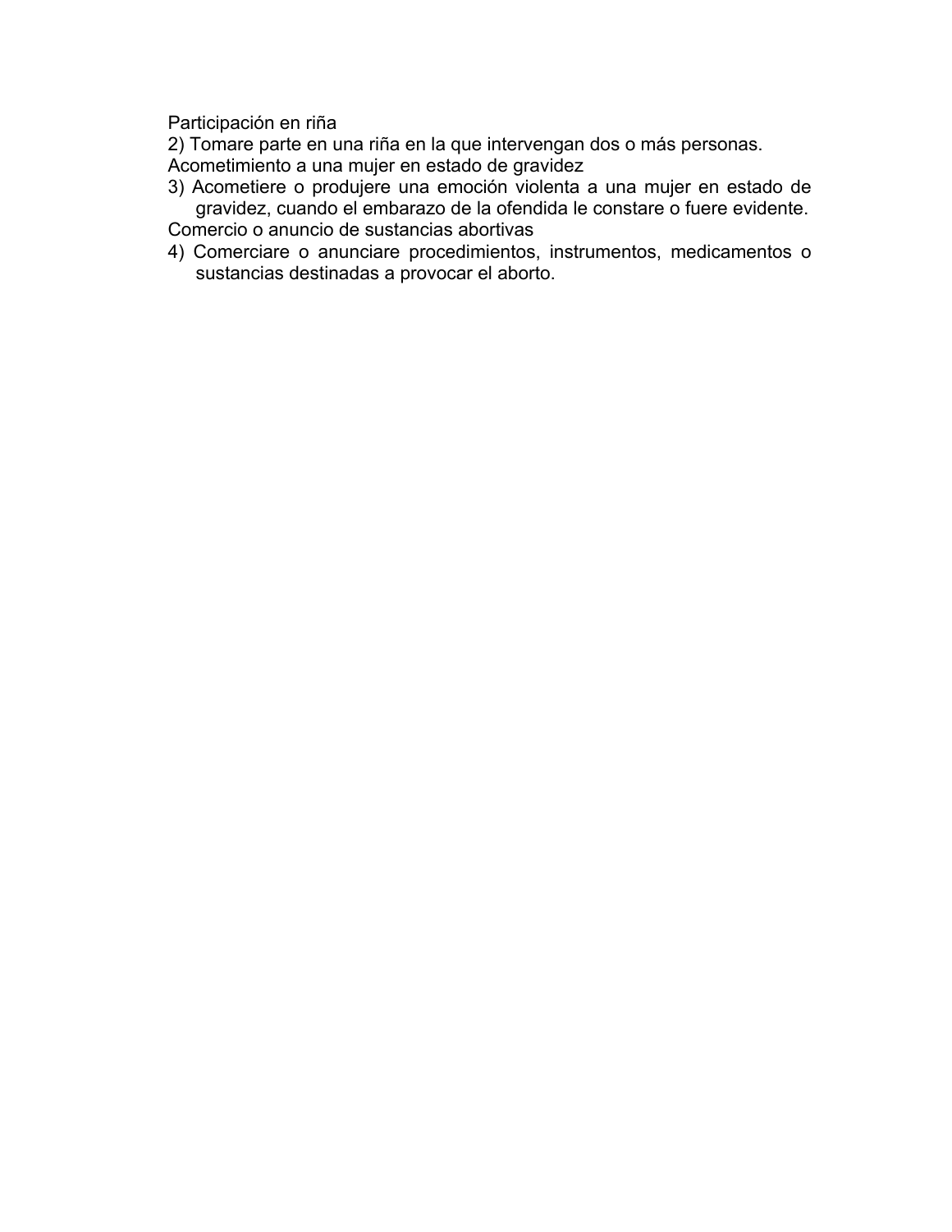Participación en riña

2) Tomare parte en una riña en la que intervengan dos o más personas.

Acometimiento a una mujer en estado de gravidez

3) Acometiere o produjere una emoción violenta a una mujer en estado de gravidez, cuando el embarazo de la ofendida le constare o fuere evidente.

Comercio o anuncio de sustancias abortivas

4) Comerciare o anunciare procedimientos, instrumentos, medicamentos o sustancias destinadas a provocar el aborto.